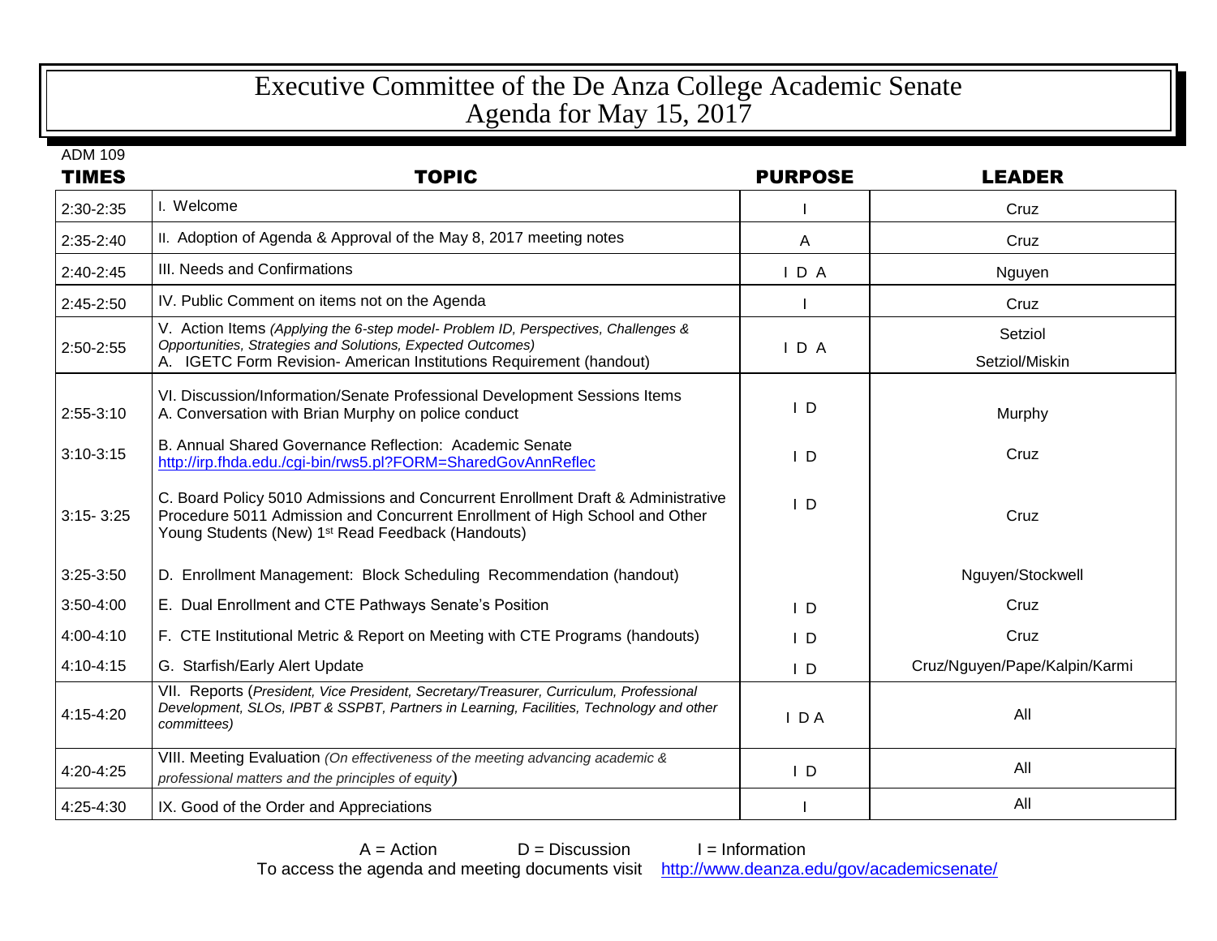# Executive Committee of the De Anza College Academic Senate
## Agenda for May 15, 2017

ADM 109

| TIMES | TOPIC | PURPOSE | LEADER |
|---|---|---|---|
| 2:30-2:35 | I. Welcome | I | Cruz |
| 2:35-2:40 | II. Adoption of Agenda & Approval of the May 8, 2017 meeting notes | A | Cruz |
| 2:40-2:45 | III. Needs and Confirmations | I D A | Nguyen |
| 2:45-2:50 | IV. Public Comment on items not on the Agenda | I | Cruz |
| 2:50-2:55 | V. Action Items *(Applying the 6-step model- Problem ID, Perspectives, Challenges & Opportunities, Strategies and Solutions, Expected Outcomes)*<br>A. IGETC Form Revision- American Institutions Requirement (handout) | I D A | Setziol<br>Setziol/Miskin |
| 2:55-3:10 | VI. Discussion/Information/Senate Professional Development Sessions Items<br>A. Conversation with Brian Murphy on police conduct | I D | Murphy |
| 3:10-3:15 | B. Annual Shared Governance Reflection: Academic Senate [http://irp.fhda.edu./cgi-bin/rws5.pl?FORM=SharedGovAnnReflec](http://irp.fhda.edu./cgi-bin/rws5.pl?FORM=SharedGovAnnReflec) | I D | Cruz |
| 3:15- 3:25 | C. Board Policy 5010 Admissions and Concurrent Enrollment Draft & Administrative Procedure 5011 Admission and Concurrent Enrollment of High School and Other Young Students (New) 1st Read Feedback (Handouts) | I D | Cruz |
| 3:25-3:50 | D. Enrollment Management: Block Scheduling Recommendation (handout) | | Nguyen/Stockwell |
| 3:50-4:00 | E. Dual Enrollment and CTE Pathways Senate's Position | I D | Cruz |
| 4:00-4:10 | F. CTE Institutional Metric & Report on Meeting with CTE Programs (handouts) | I D | Cruz |
| 4:10-4:15 | G. Starfish/Early Alert Update | I D | Cruz/Nguyen/Pape/Kalpin/Karmi |
| 4:15-4:20 | VII. Reports (*President, Vice President, Secretary/Treasurer, Curriculum, Professional Development, SLOs, IPBT & SSPBT, Partners in Learning, Facilities, Technology and other committees)* | I D A | All |
| 4:20-4:25 | VIII. Meeting Evaluation *(On effectiveness of the meeting advancing academic & professional matters and the principles of equity)* | I D | All |
| 4:25-4:30 | IX. Good of the Order and Appreciations | I | All |

A = Action D = Discussion I = Information

To access the agenda and meeting documents visit [http://www.deanza.edu/gov/academicsenate/](http://www.deanza.edu/gov/academicsenate/)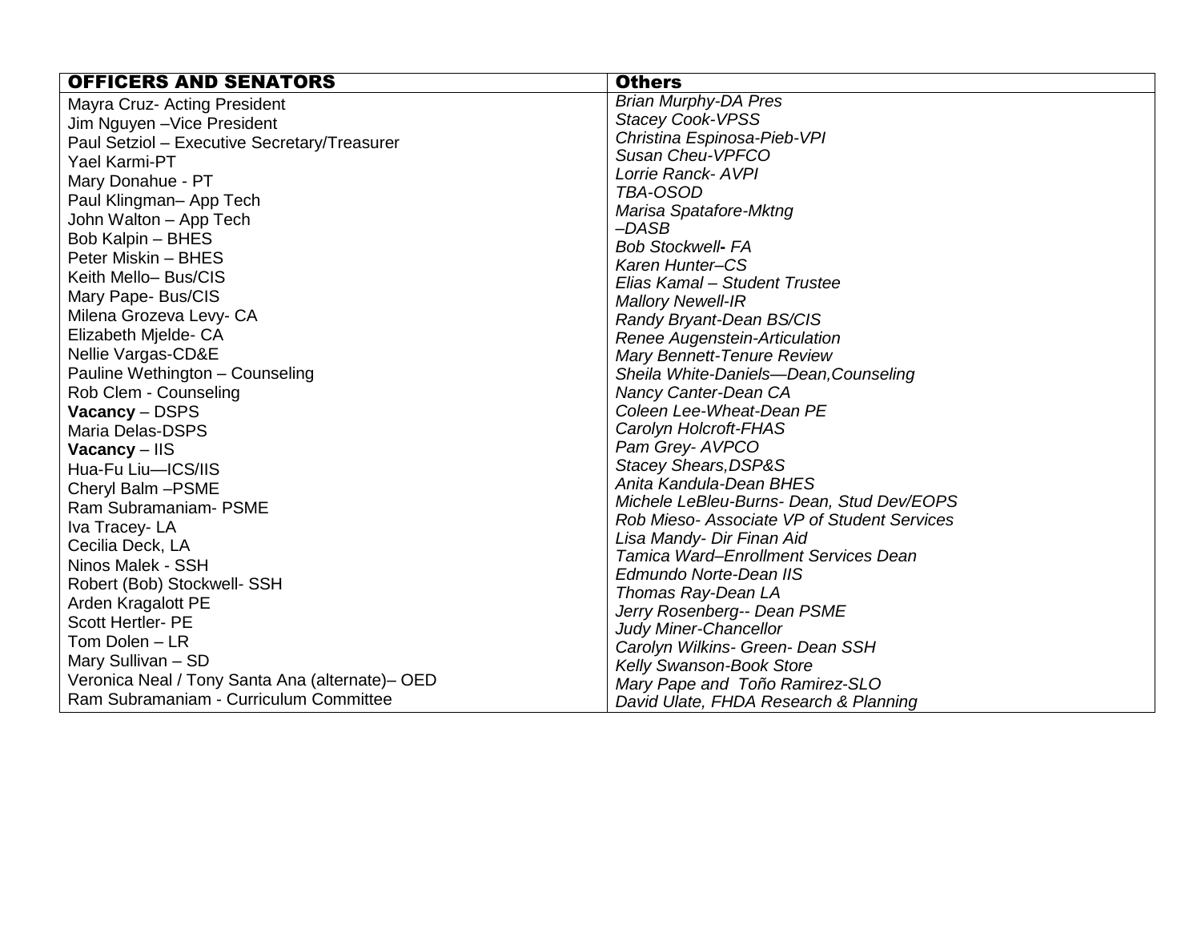| **OFFICERS AND SENATORS** | **Others** |
|---|---|
| Mayra Cruz- Acting President | *Brian Murphy-DA Pres* |
| Jim Nguyen –Vice President | *Stacey Cook-VPSS* |
| Paul Setziol – Executive Secretary/Treasurer | *Christina Espinosa-Pieb-VPI* |
| Yael Karmi-PT | *Susan Cheu-VPFCO* |
| Mary Donahue - PT | *Lorrie Ranck- AVPI* |
| Paul Klingman– App Tech | *TBA-OSOD* |
| John Walton – App Tech | *Marisa Spatafore-Mktng* |
| Bob Kalpin – BHES | *–DASB* |
| Peter Miskin – BHES | *Bob Stockwell- FA* |
| Keith Mello– Bus/CIS | *Karen Hunter–CS* |
| Mary Pape- Bus/CIS | *Elias Kamal – Student Trustee* |
| Milena Grozeva Levy- CA | *Mallory Newell-IR* |
| Elizabeth Mjelde- CA | *Randy Bryant-Dean BS/CIS* |
| Nellie Vargas-CD&E | *Renee Augenstein-Articulation* |
| Pauline Wethington – Counseling | *Mary Bennett-Tenure Review* |
| Rob Clem - Counseling | *Sheila White-Daniels—Dean,Counseling* |
| **Vacancy** – DSPS | *Nancy Canter-Dean CA* |
| Maria Delas-DSPS | *Coleen Lee-Wheat-Dean PE* |
| **Vacancy** – IIS | *Carolyn Holcroft-FHAS* |
| Hua-Fu Liu—ICS/IIS | *Pam Grey- AVPCO* |
| Cheryl Balm –PSME | *Stacey Shears,DSP&S* |
| Ram Subramaniam- PSME | *Anita Kandula-Dean BHES* |
| Iva Tracey- LA | *Michele LeBleu-Burns- Dean, Stud Dev/EOPS* |
| Cecilia Deck, LA | *Rob Mieso- Associate VP of Student Services* |
| Ninos Malek - SSH | *Lisa Mandy- Dir Finan Aid* |
| Robert (Bob) Stockwell- SSH | *Tamica Ward–Enrollment Services Dean* |
| Arden Kragalott PE | *Edmundo Norte-Dean IIS* |
| Scott Hertler- PE | *Thomas Ray-Dean LA* |
| Tom Dolen – LR | *Jerry Rosenberg-- Dean PSME* |
| Mary Sullivan – SD | *Judy Miner-Chancellor* |
| Veronica Neal / Tony Santa Ana (alternate)– OED | *Carolyn Wilkins- Green- Dean SSH* |
| Ram Subramaniam - Curriculum Committee | *Kelly Swanson-Book Store* |
| | *Mary Pape and Toño Ramirez-SLO* |
| | *David Ulate, FHDA Research & Planning* |